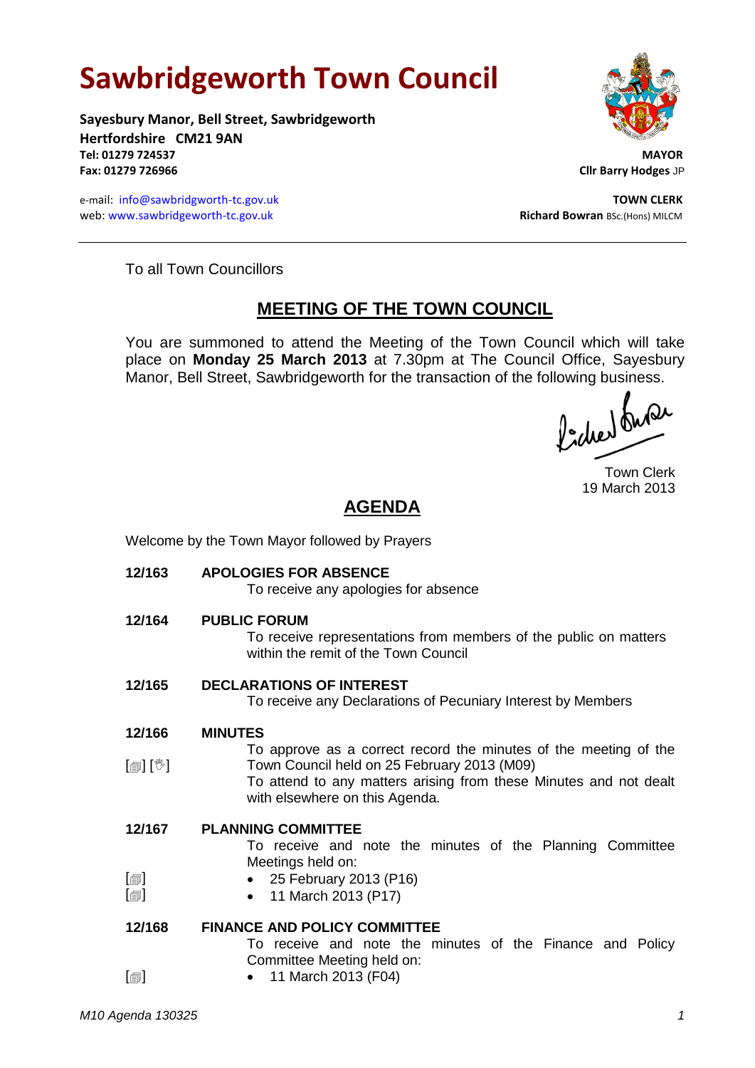# Sawbridgeworth Town Council

**Sayesbury Manor, Bell Street, Sawbridgeworth**
**Hertfordshire CM21 9AN**
**Tel: 01279 724537**
**Fax: 01279 726966**

e-mail: info@sawbridgworth-tc.gov.uk
web: www.sawbridgeworth-tc.gov.uk

**MAYOR**
**Cllr Barry Hodges** JP

**TOWN CLERK**
**Richard Bowran** BSc.(Hons) MILCM

---

To all Town Councillors

## MEETING OF THE TOWN COUNCIL

You are summoned to attend the Meeting of the Town Council which will take place on **Monday 25 March 2013** at 7.30pm at The Council Office, Sayesbury Manor, Bell Street, Sawbridgeworth for the transaction of the following business.

Town Clerk
19 March 2013

## AGENDA

Welcome by the Town Mayor followed by Prayers

**12/163 APOLOGIES FOR ABSENCE**

To receive any apologies for absence

**12/164 PUBLIC FORUM**

To receive representations from members of the public on matters within the remit of the Town Council

**12/165 DECLARATIONS OF INTEREST**

To receive any Declarations of Pecuniary Interest by Members

**12/166 MINUTES**

[] [] To approve as a correct record the minutes of the meeting of the Town Council held on 25 February 2013 (M09)

To attend to any matters arising from these Minutes and not dealt with elsewhere on this Agenda.

**12/167 PLANNING COMMITTEE**

To receive and note the minutes of the Planning Committee Meetings held on:

- [] 25 February 2013 (P16)
- [] 11 March 2013 (P17)

**12/168 FINANCE AND POLICY COMMITTEE**

To receive and note the minutes of the Finance and Policy Committee Meeting held on:

- [] 11 March 2013 (F04)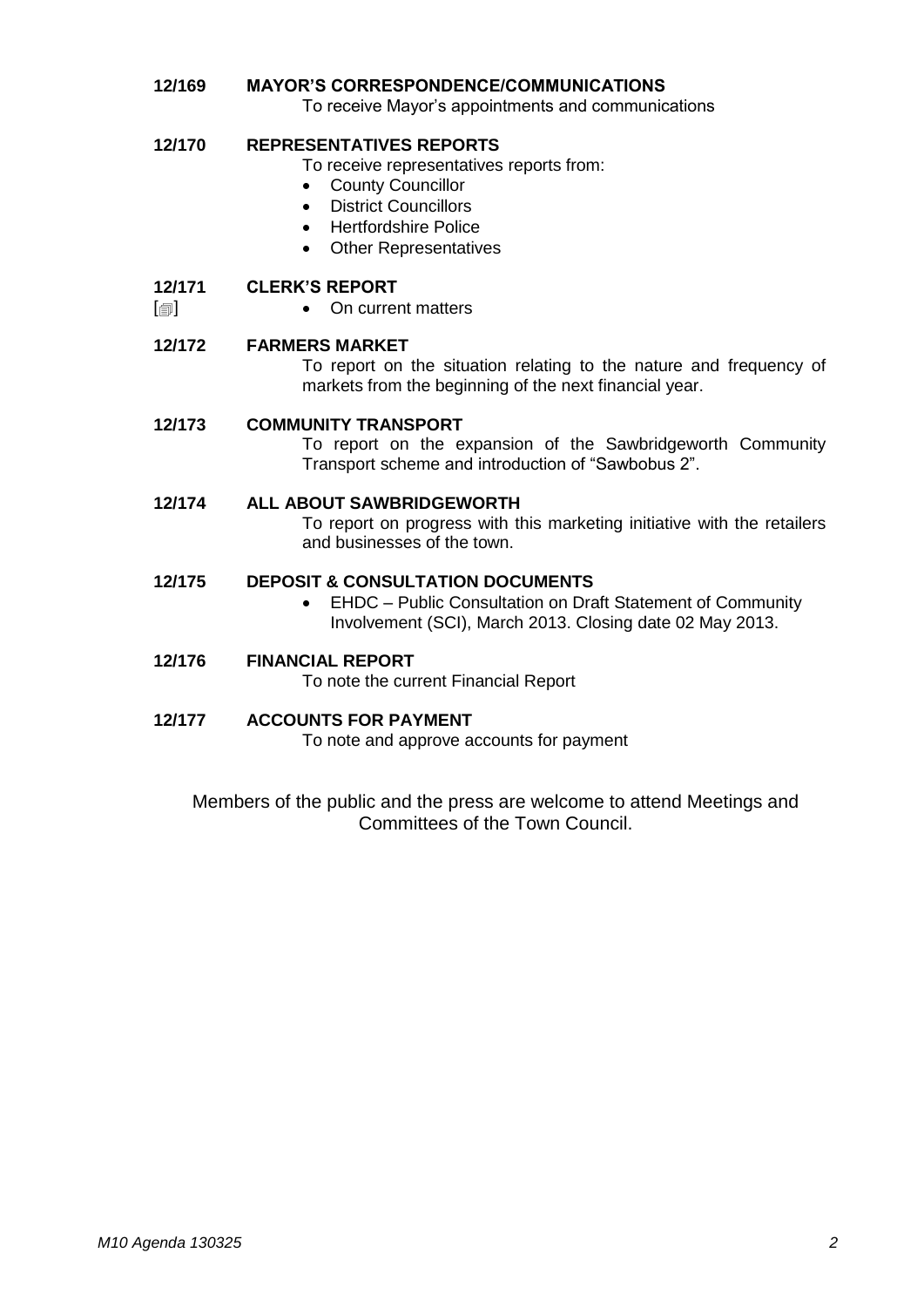**12/169 MAYOR'S CORRESPONDENCE/COMMUNICATIONS**

To receive Mayor's appointments and communications

**12/170 REPRESENTATIVES REPORTS**

To receive representatives reports from:

- County Councillor
- District Councillors
- Hertfordshire Police
- Other Representatives

**12/171 CLERK'S REPORT**

[🗐]

- On current matters

**12/172 FARMERS MARKET**

To report on the situation relating to the nature and frequency of markets from the beginning of the next financial year.

**12/173 COMMUNITY TRANSPORT**

To report on the expansion of the Sawbridgeworth Community Transport scheme and introduction of "Sawbobus 2".

**12/174 ALL ABOUT SAWBRIDGEWORTH**

To report on progress with this marketing initiative with the retailers and businesses of the town.

**12/175 DEPOSIT & CONSULTATION DOCUMENTS**

- EHDC – Public Consultation on Draft Statement of Community Involvement (SCI), March 2013. Closing date 02 May 2013.

**12/176 FINANCIAL REPORT**

To note the current Financial Report

**12/177 ACCOUNTS FOR PAYMENT**

To note and approve accounts for payment

Members of the public and the press are welcome to attend Meetings and Committees of the Town Council.